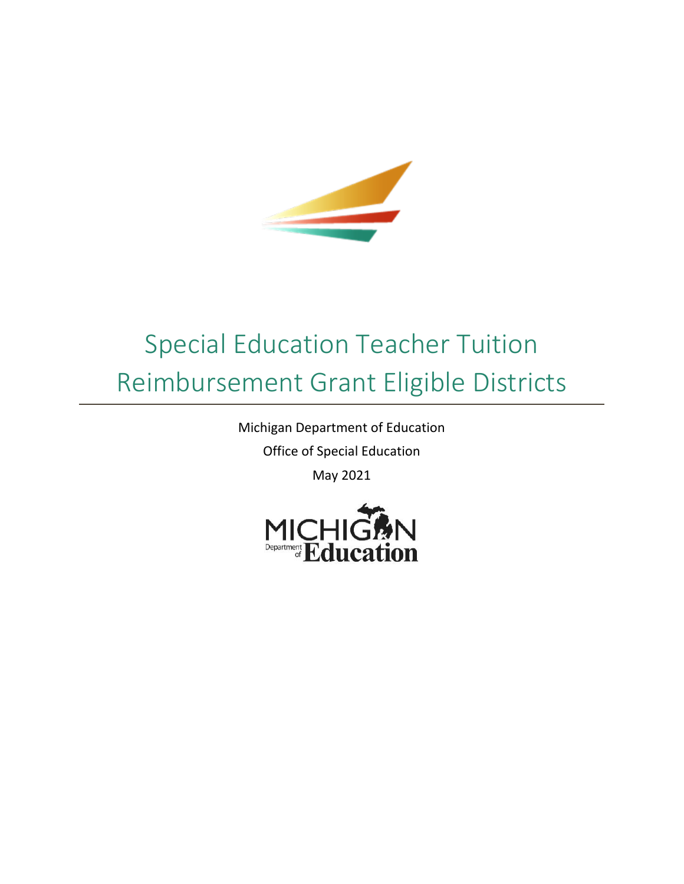# Special Education Teacher Tuition Reimbursement Grant Eligible Districts

Michigan Department of Education

Office of Special Education

May 2021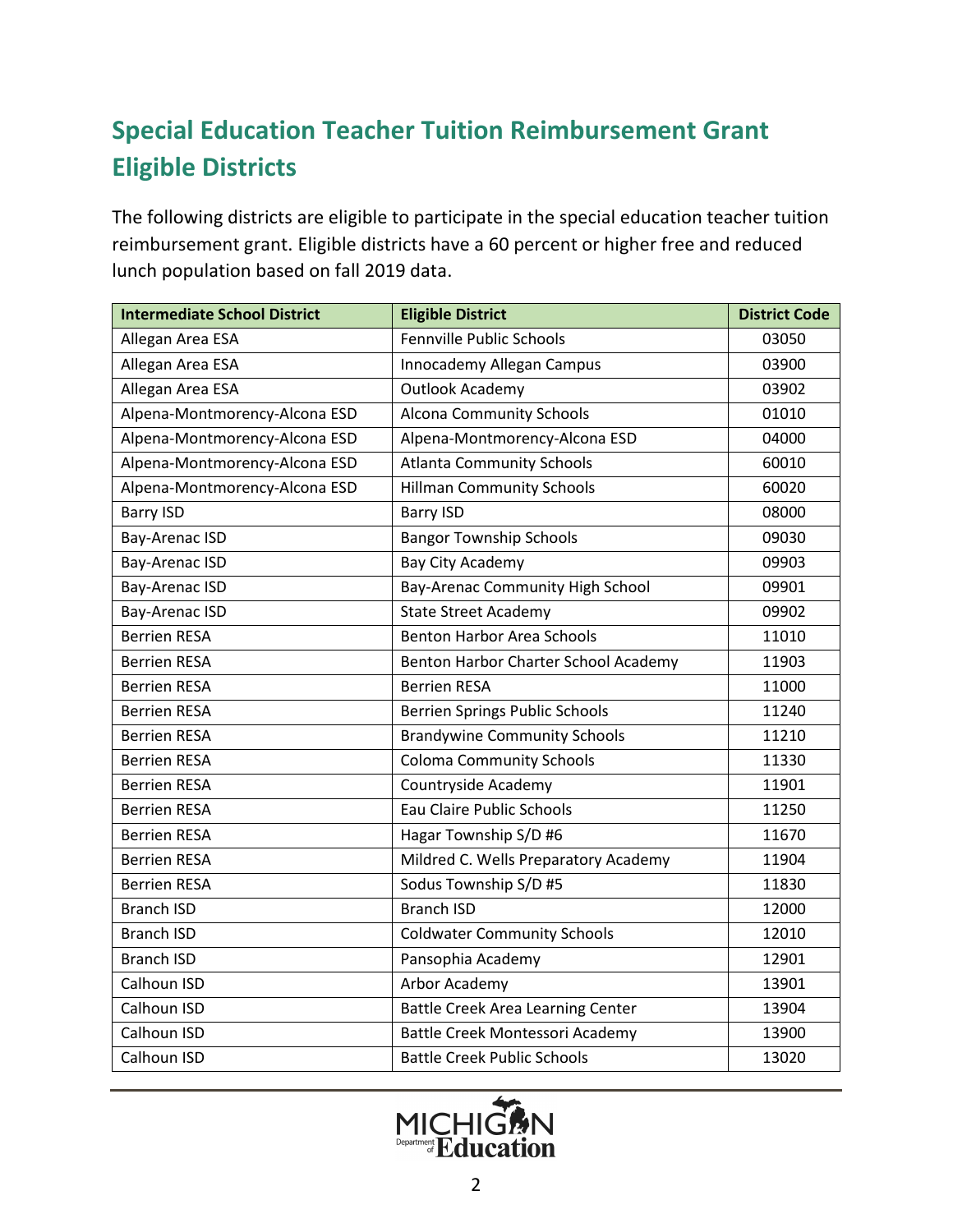## Special Education Teacher Tuition Reimbursement Grant Eligible Districts

The following districts are eligible to participate in the special education teacher tuition reimbursement grant. Eligible districts have a 60 percent or higher free and reduced lunch population based on fall 2019 data.

| Intermediate School District | Eligible District | District Code |
|---|---|---|
| Allegan Area ESA | Fennville Public Schools | 03050 |
| Allegan Area ESA | Innocademy Allegan Campus | 03900 |
| Allegan Area ESA | Outlook Academy | 03902 |
| Alpena-Montmorency-Alcona ESD | Alcona Community Schools | 01010 |
| Alpena-Montmorency-Alcona ESD | Alpena-Montmorency-Alcona ESD | 04000 |
| Alpena-Montmorency-Alcona ESD | Atlanta Community Schools | 60010 |
| Alpena-Montmorency-Alcona ESD | Hillman Community Schools | 60020 |
| Barry ISD | Barry ISD | 08000 |
| Bay-Arenac ISD | Bangor Township Schools | 09030 |
| Bay-Arenac ISD | Bay City Academy | 09903 |
| Bay-Arenac ISD | Bay-Arenac Community High School | 09901 |
| Bay-Arenac ISD | State Street Academy | 09902 |
| Berrien RESA | Benton Harbor Area Schools | 11010 |
| Berrien RESA | Benton Harbor Charter School Academy | 11903 |
| Berrien RESA | Berrien RESA | 11000 |
| Berrien RESA | Berrien Springs Public Schools | 11240 |
| Berrien RESA | Brandywine Community Schools | 11210 |
| Berrien RESA | Coloma Community Schools | 11330 |
| Berrien RESA | Countryside Academy | 11901 |
| Berrien RESA | Eau Claire Public Schools | 11250 |
| Berrien RESA | Hagar Township S/D #6 | 11670 |
| Berrien RESA | Mildred C. Wells Preparatory Academy | 11904 |
| Berrien RESA | Sodus Township S/D #5 | 11830 |
| Branch ISD | Branch ISD | 12000 |
| Branch ISD | Coldwater Community Schools | 12010 |
| Branch ISD | Pansophia Academy | 12901 |
| Calhoun ISD | Arbor Academy | 13901 |
| Calhoun ISD | Battle Creek Area Learning Center | 13904 |
| Calhoun ISD | Battle Creek Montessori Academy | 13900 |
| Calhoun ISD | Battle Creek Public Schools | 13020 |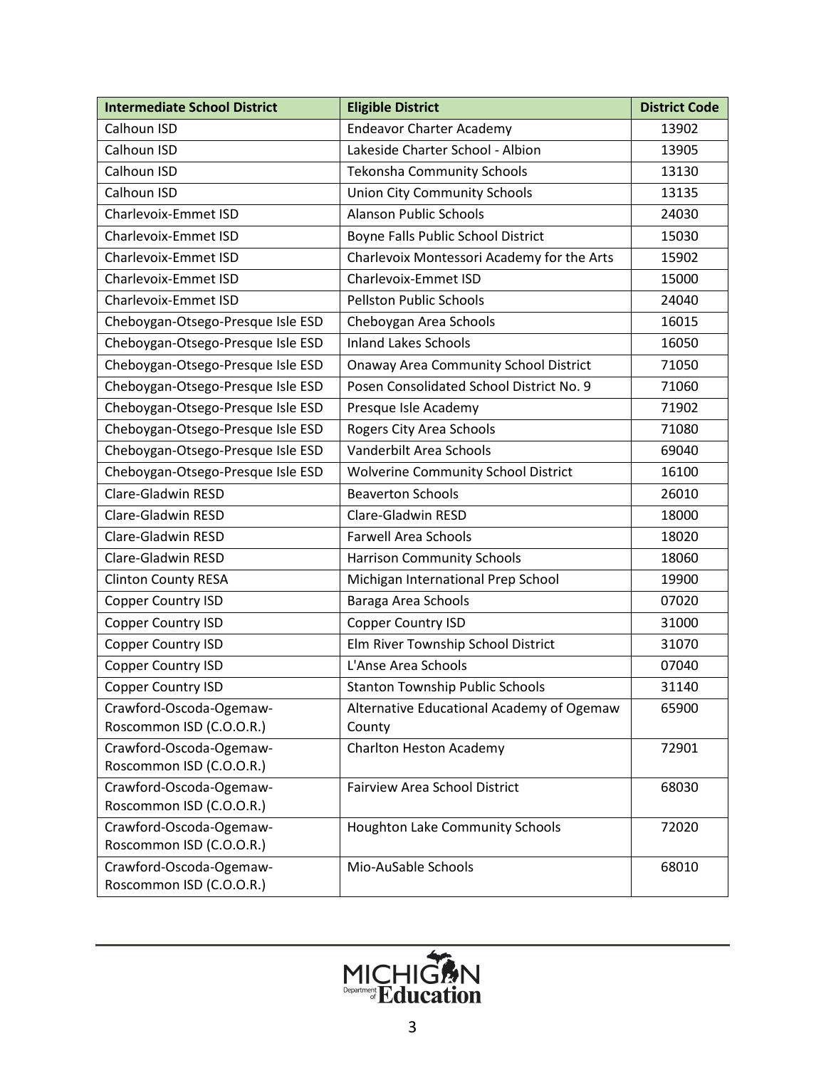| Intermediate School District | Eligible District | District Code |
| --- | --- | --- |
| Calhoun ISD | Endeavor Charter Academy | 13902 |
| Calhoun ISD | Lakeside Charter School - Albion | 13905 |
| Calhoun ISD | Tekonsha Community Schools | 13130 |
| Calhoun ISD | Union City Community Schools | 13135 |
| Charlevoix-Emmet ISD | Alanson Public Schools | 24030 |
| Charlevoix-Emmet ISD | Boyne Falls Public School District | 15030 |
| Charlevoix-Emmet ISD | Charlevoix Montessori Academy for the Arts | 15902 |
| Charlevoix-Emmet ISD | Charlevoix-Emmet ISD | 15000 |
| Charlevoix-Emmet ISD | Pellston Public Schools | 24040 |
| Cheboygan-Otsego-Presque Isle ESD | Cheboygan Area Schools | 16015 |
| Cheboygan-Otsego-Presque Isle ESD | Inland Lakes Schools | 16050 |
| Cheboygan-Otsego-Presque Isle ESD | Onaway Area Community School District | 71050 |
| Cheboygan-Otsego-Presque Isle ESD | Posen Consolidated School District No. 9 | 71060 |
| Cheboygan-Otsego-Presque Isle ESD | Presque Isle Academy | 71902 |
| Cheboygan-Otsego-Presque Isle ESD | Rogers City Area Schools | 71080 |
| Cheboygan-Otsego-Presque Isle ESD | Vanderbilt Area Schools | 69040 |
| Cheboygan-Otsego-Presque Isle ESD | Wolverine Community School District | 16100 |
| Clare-Gladwin RESD | Beaverton Schools | 26010 |
| Clare-Gladwin RESD | Clare-Gladwin RESD | 18000 |
| Clare-Gladwin RESD | Farwell Area Schools | 18020 |
| Clare-Gladwin RESD | Harrison Community Schools | 18060 |
| Clinton County RESA | Michigan International Prep School | 19900 |
| Copper Country ISD | Baraga Area Schools | 07020 |
| Copper Country ISD | Copper Country ISD | 31000 |
| Copper Country ISD | Elm River Township School District | 31070 |
| Copper Country ISD | L'Anse Area Schools | 07040 |
| Copper Country ISD | Stanton Township Public Schools | 31140 |
| Crawford-Oscoda-Ogemaw-Roscommon ISD (C.O.O.R.) | Alternative Educational Academy of Ogemaw County | 65900 |
| Crawford-Oscoda-Ogemaw-Roscommon ISD (C.O.O.R.) | Charlton Heston Academy | 72901 |
| Crawford-Oscoda-Ogemaw-Roscommon ISD (C.O.O.R.) | Fairview Area School District | 68030 |
| Crawford-Oscoda-Ogemaw-Roscommon ISD (C.O.O.R.) | Houghton Lake Community Schools | 72020 |
| Crawford-Oscoda-Ogemaw-Roscommon ISD (C.O.O.R.) | Mio-AuSable Schools | 68010 |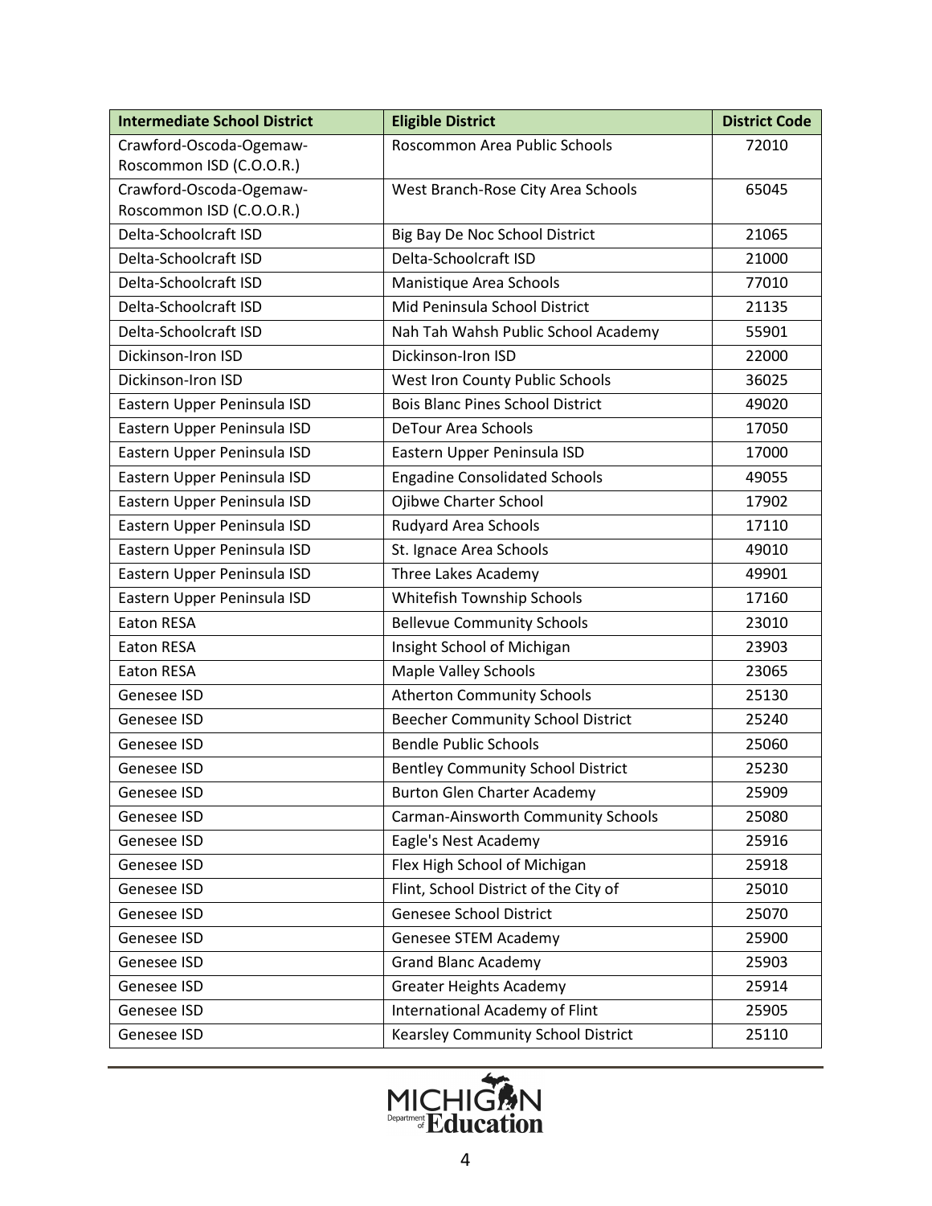| Intermediate School District | Eligible District | District Code |
|---|---|---|
| Crawford-Oscoda-Ogemaw-Roscommon ISD (C.O.O.R.) | Roscommon Area Public Schools | 72010 |
| Crawford-Oscoda-Ogemaw-Roscommon ISD (C.O.O.R.) | West Branch-Rose City Area Schools | 65045 |
| Delta-Schoolcraft ISD | Big Bay De Noc School District | 21065 |
| Delta-Schoolcraft ISD | Delta-Schoolcraft ISD | 21000 |
| Delta-Schoolcraft ISD | Manistique Area Schools | 77010 |
| Delta-Schoolcraft ISD | Mid Peninsula School District | 21135 |
| Delta-Schoolcraft ISD | Nah Tah Wahsh Public School Academy | 55901 |
| Dickinson-Iron ISD | Dickinson-Iron ISD | 22000 |
| Dickinson-Iron ISD | West Iron County Public Schools | 36025 |
| Eastern Upper Peninsula ISD | Bois Blanc Pines School District | 49020 |
| Eastern Upper Peninsula ISD | DeTour Area Schools | 17050 |
| Eastern Upper Peninsula ISD | Eastern Upper Peninsula ISD | 17000 |
| Eastern Upper Peninsula ISD | Engadine Consolidated Schools | 49055 |
| Eastern Upper Peninsula ISD | Ojibwe Charter School | 17902 |
| Eastern Upper Peninsula ISD | Rudyard Area Schools | 17110 |
| Eastern Upper Peninsula ISD | St. Ignace Area Schools | 49010 |
| Eastern Upper Peninsula ISD | Three Lakes Academy | 49901 |
| Eastern Upper Peninsula ISD | Whitefish Township Schools | 17160 |
| Eaton RESA | Bellevue Community Schools | 23010 |
| Eaton RESA | Insight School of Michigan | 23903 |
| Eaton RESA | Maple Valley Schools | 23065 |
| Genesee ISD | Atherton Community Schools | 25130 |
| Genesee ISD | Beecher Community School District | 25240 |
| Genesee ISD | Bendle Public Schools | 25060 |
| Genesee ISD | Bentley Community School District | 25230 |
| Genesee ISD | Burton Glen Charter Academy | 25909 |
| Genesee ISD | Carman-Ainsworth Community Schools | 25080 |
| Genesee ISD | Eagle's Nest Academy | 25916 |
| Genesee ISD | Flex High School of Michigan | 25918 |
| Genesee ISD | Flint, School District of the City of | 25010 |
| Genesee ISD | Genesee School District | 25070 |
| Genesee ISD | Genesee STEM Academy | 25900 |
| Genesee ISD | Grand Blanc Academy | 25903 |
| Genesee ISD | Greater Heights Academy | 25914 |
| Genesee ISD | International Academy of Flint | 25905 |
| Genesee ISD | Kearsley Community School District | 25110 |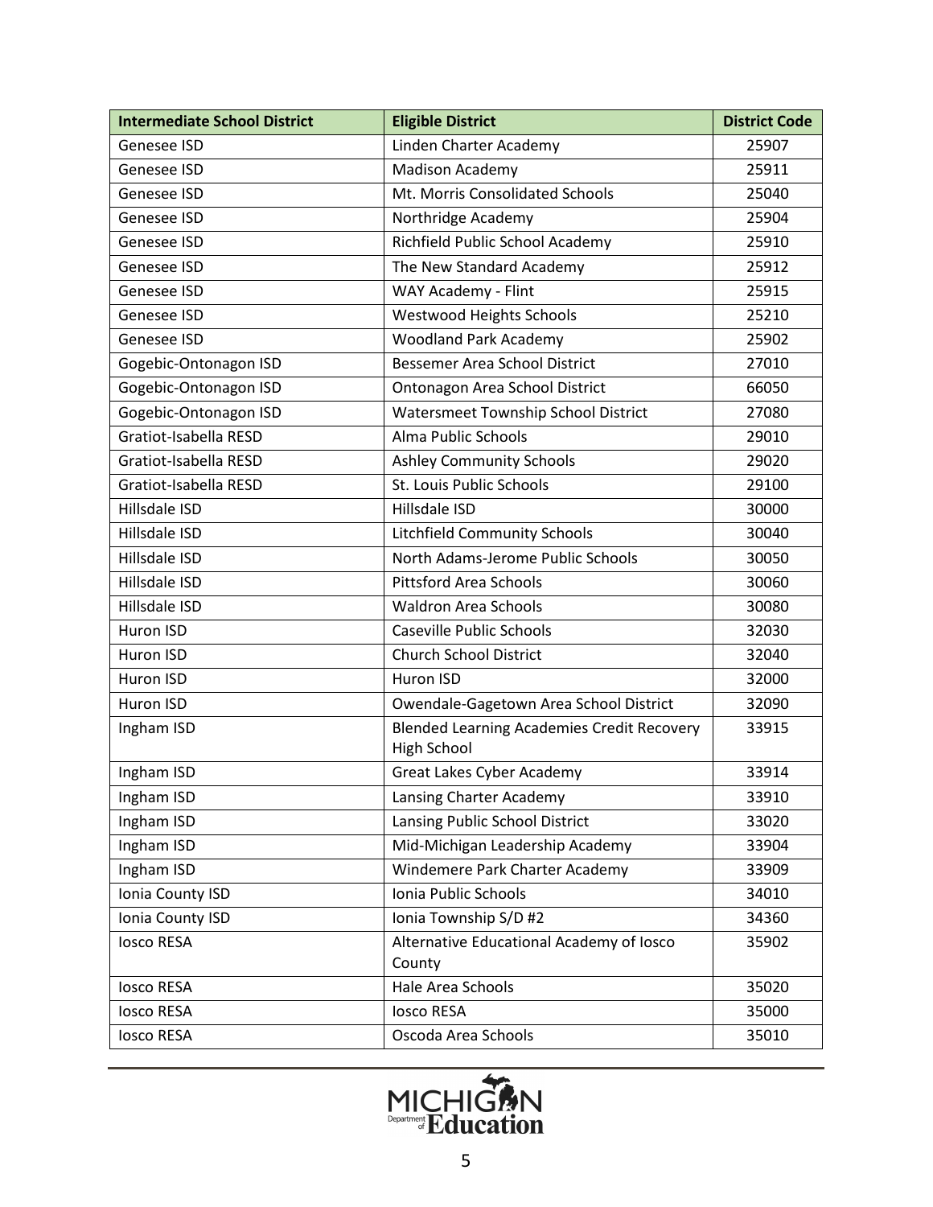| Intermediate School District | Eligible District | District Code |
| --- | --- | --- |
| Genesee ISD | Linden Charter Academy | 25907 |
| Genesee ISD | Madison Academy | 25911 |
| Genesee ISD | Mt. Morris Consolidated Schools | 25040 |
| Genesee ISD | Northridge Academy | 25904 |
| Genesee ISD | Richfield Public School Academy | 25910 |
| Genesee ISD | The New Standard Academy | 25912 |
| Genesee ISD | WAY Academy - Flint | 25915 |
| Genesee ISD | Westwood Heights Schools | 25210 |
| Genesee ISD | Woodland Park Academy | 25902 |
| Gogebic-Ontonagon ISD | Bessemer Area School District | 27010 |
| Gogebic-Ontonagon ISD | Ontonagon Area School District | 66050 |
| Gogebic-Ontonagon ISD | Watersmeet Township School District | 27080 |
| Gratiot-Isabella RESD | Alma Public Schools | 29010 |
| Gratiot-Isabella RESD | Ashley Community Schools | 29020 |
| Gratiot-Isabella RESD | St. Louis Public Schools | 29100 |
| Hillsdale ISD | Hillsdale ISD | 30000 |
| Hillsdale ISD | Litchfield Community Schools | 30040 |
| Hillsdale ISD | North Adams-Jerome Public Schools | 30050 |
| Hillsdale ISD | Pittsford Area Schools | 30060 |
| Hillsdale ISD | Waldron Area Schools | 30080 |
| Huron ISD | Caseville Public Schools | 32030 |
| Huron ISD | Church School District | 32040 |
| Huron ISD | Huron ISD | 32000 |
| Huron ISD | Owendale-Gagetown Area School District | 32090 |
| Ingham ISD | Blended Learning Academies Credit Recovery High School | 33915 |
| Ingham ISD | Great Lakes Cyber Academy | 33914 |
| Ingham ISD | Lansing Charter Academy | 33910 |
| Ingham ISD | Lansing Public School District | 33020 |
| Ingham ISD | Mid-Michigan Leadership Academy | 33904 |
| Ingham ISD | Windemere Park Charter Academy | 33909 |
| Ionia County ISD | Ionia Public Schools | 34010 |
| Ionia County ISD | Ionia Township S/D #2 | 34360 |
| Iosco RESA | Alternative Educational Academy of Iosco County | 35902 |
| Iosco RESA | Hale Area Schools | 35020 |
| Iosco RESA | Iosco RESA | 35000 |
| Iosco RESA | Oscoda Area Schools | 35010 |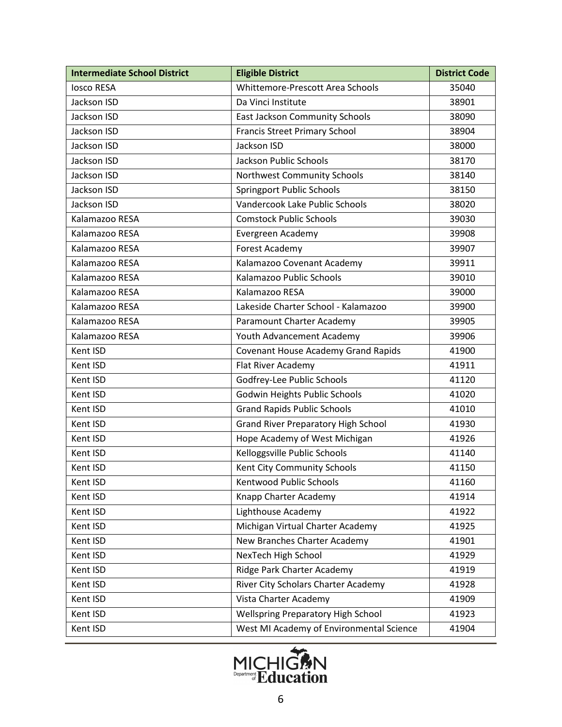| Intermediate School District | Eligible District | District Code |
|---|---|---|
| Iosco RESA | Whittemore-Prescott Area Schools | 35040 |
| Jackson ISD | Da Vinci Institute | 38901 |
| Jackson ISD | East Jackson Community Schools | 38090 |
| Jackson ISD | Francis Street Primary School | 38904 |
| Jackson ISD | Jackson ISD | 38000 |
| Jackson ISD | Jackson Public Schools | 38170 |
| Jackson ISD | Northwest Community Schools | 38140 |
| Jackson ISD | Springport Public Schools | 38150 |
| Jackson ISD | Vandercook Lake Public Schools | 38020 |
| Kalamazoo RESA | Comstock Public Schools | 39030 |
| Kalamazoo RESA | Evergreen Academy | 39908 |
| Kalamazoo RESA | Forest Academy | 39907 |
| Kalamazoo RESA | Kalamazoo Covenant Academy | 39911 |
| Kalamazoo RESA | Kalamazoo Public Schools | 39010 |
| Kalamazoo RESA | Kalamazoo RESA | 39000 |
| Kalamazoo RESA | Lakeside Charter School - Kalamazoo | 39900 |
| Kalamazoo RESA | Paramount Charter Academy | 39905 |
| Kalamazoo RESA | Youth Advancement Academy | 39906 |
| Kent ISD | Covenant House Academy Grand Rapids | 41900 |
| Kent ISD | Flat River Academy | 41911 |
| Kent ISD | Godfrey-Lee Public Schools | 41120 |
| Kent ISD | Godwin Heights Public Schools | 41020 |
| Kent ISD | Grand Rapids Public Schools | 41010 |
| Kent ISD | Grand River Preparatory High School | 41930 |
| Kent ISD | Hope Academy of West Michigan | 41926 |
| Kent ISD | Kelloggsville Public Schools | 41140 |
| Kent ISD | Kent City Community Schools | 41150 |
| Kent ISD | Kentwood Public Schools | 41160 |
| Kent ISD | Knapp Charter Academy | 41914 |
| Kent ISD | Lighthouse Academy | 41922 |
| Kent ISD | Michigan Virtual Charter Academy | 41925 |
| Kent ISD | New Branches Charter Academy | 41901 |
| Kent ISD | NexTech High School | 41929 |
| Kent ISD | Ridge Park Charter Academy | 41919 |
| Kent ISD | River City Scholars Charter Academy | 41928 |
| Kent ISD | Vista Charter Academy | 41909 |
| Kent ISD | Wellspring Preparatory High School | 41923 |
| Kent ISD | West MI Academy of Environmental Science | 41904 |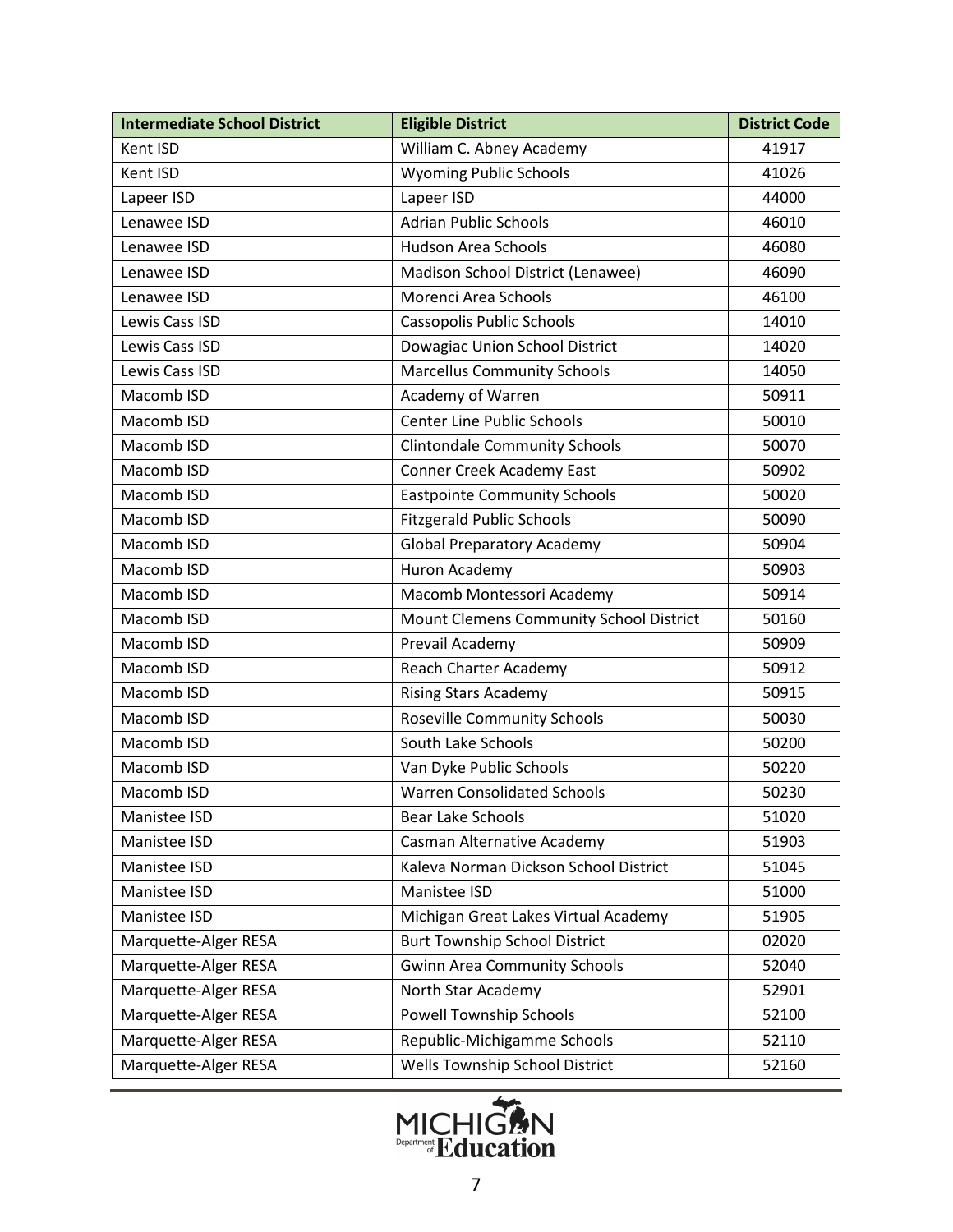| Intermediate School District | Eligible District | District Code |
| --- | --- | --- |
| Kent ISD | William C. Abney Academy | 41917 |
| Kent ISD | Wyoming Public Schools | 41026 |
| Lapeer ISD | Lapeer ISD | 44000 |
| Lenawee ISD | Adrian Public Schools | 46010 |
| Lenawee ISD | Hudson Area Schools | 46080 |
| Lenawee ISD | Madison School District (Lenawee) | 46090 |
| Lenawee ISD | Morenci Area Schools | 46100 |
| Lewis Cass ISD | Cassopolis Public Schools | 14010 |
| Lewis Cass ISD | Dowagiac Union School District | 14020 |
| Lewis Cass ISD | Marcellus Community Schools | 14050 |
| Macomb ISD | Academy of Warren | 50911 |
| Macomb ISD | Center Line Public Schools | 50010 |
| Macomb ISD | Clintondale Community Schools | 50070 |
| Macomb ISD | Conner Creek Academy East | 50902 |
| Macomb ISD | Eastpointe Community Schools | 50020 |
| Macomb ISD | Fitzgerald Public Schools | 50090 |
| Macomb ISD | Global Preparatory Academy | 50904 |
| Macomb ISD | Huron Academy | 50903 |
| Macomb ISD | Macomb Montessori Academy | 50914 |
| Macomb ISD | Mount Clemens Community School District | 50160 |
| Macomb ISD | Prevail Academy | 50909 |
| Macomb ISD | Reach Charter Academy | 50912 |
| Macomb ISD | Rising Stars Academy | 50915 |
| Macomb ISD | Roseville Community Schools | 50030 |
| Macomb ISD | South Lake Schools | 50200 |
| Macomb ISD | Van Dyke Public Schools | 50220 |
| Macomb ISD | Warren Consolidated Schools | 50230 |
| Manistee ISD | Bear Lake Schools | 51020 |
| Manistee ISD | Casman Alternative Academy | 51903 |
| Manistee ISD | Kaleva Norman Dickson School District | 51045 |
| Manistee ISD | Manistee ISD | 51000 |
| Manistee ISD | Michigan Great Lakes Virtual Academy | 51905 |
| Marquette-Alger RESA | Burt Township School District | 02020 |
| Marquette-Alger RESA | Gwinn Area Community Schools | 52040 |
| Marquette-Alger RESA | North Star Academy | 52901 |
| Marquette-Alger RESA | Powell Township Schools | 52100 |
| Marquette-Alger RESA | Republic-Michigamme Schools | 52110 |
| Marquette-Alger RESA | Wells Township School District | 52160 |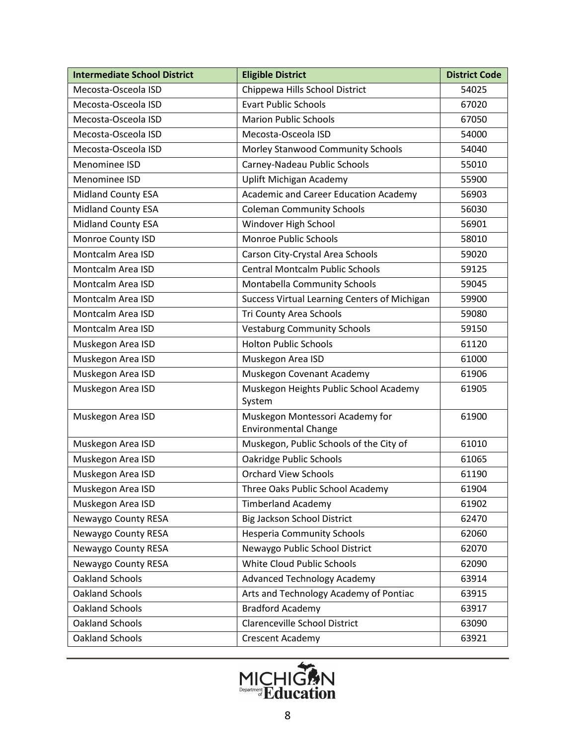| Intermediate School District | Eligible District | District Code |
|---|---|---|
| Mecosta-Osceola ISD | Chippewa Hills School District | 54025 |
| Mecosta-Osceola ISD | Evart Public Schools | 67020 |
| Mecosta-Osceola ISD | Marion Public Schools | 67050 |
| Mecosta-Osceola ISD | Mecosta-Osceola ISD | 54000 |
| Mecosta-Osceola ISD | Morley Stanwood Community Schools | 54040 |
| Menominee ISD | Carney-Nadeau Public Schools | 55010 |
| Menominee ISD | Uplift Michigan Academy | 55900 |
| Midland County ESA | Academic and Career Education Academy | 56903 |
| Midland County ESA | Coleman Community Schools | 56030 |
| Midland County ESA | Windover High School | 56901 |
| Monroe County ISD | Monroe Public Schools | 58010 |
| Montcalm Area ISD | Carson City-Crystal Area Schools | 59020 |
| Montcalm Area ISD | Central Montcalm Public Schools | 59125 |
| Montcalm Area ISD | Montabella Community Schools | 59045 |
| Montcalm Area ISD | Success Virtual Learning Centers of Michigan | 59900 |
| Montcalm Area ISD | Tri County Area Schools | 59080 |
| Montcalm Area ISD | Vestaburg Community Schools | 59150 |
| Muskegon Area ISD | Holton Public Schools | 61120 |
| Muskegon Area ISD | Muskegon Area ISD | 61000 |
| Muskegon Area ISD | Muskegon Covenant Academy | 61906 |
| Muskegon Area ISD | Muskegon Heights Public School Academy System | 61905 |
| Muskegon Area ISD | Muskegon Montessori Academy for Environmental Change | 61900 |
| Muskegon Area ISD | Muskegon, Public Schools of the City of | 61010 |
| Muskegon Area ISD | Oakridge Public Schools | 61065 |
| Muskegon Area ISD | Orchard View Schools | 61190 |
| Muskegon Area ISD | Three Oaks Public School Academy | 61904 |
| Muskegon Area ISD | Timberland Academy | 61902 |
| Newaygo County RESA | Big Jackson School District | 62470 |
| Newaygo County RESA | Hesperia Community Schools | 62060 |
| Newaygo County RESA | Newaygo Public School District | 62070 |
| Newaygo County RESA | White Cloud Public Schools | 62090 |
| Oakland Schools | Advanced Technology Academy | 63914 |
| Oakland Schools | Arts and Technology Academy of Pontiac | 63915 |
| Oakland Schools | Bradford Academy | 63917 |
| Oakland Schools | Clarenceville School District | 63090 |
| Oakland Schools | Crescent Academy | 63921 |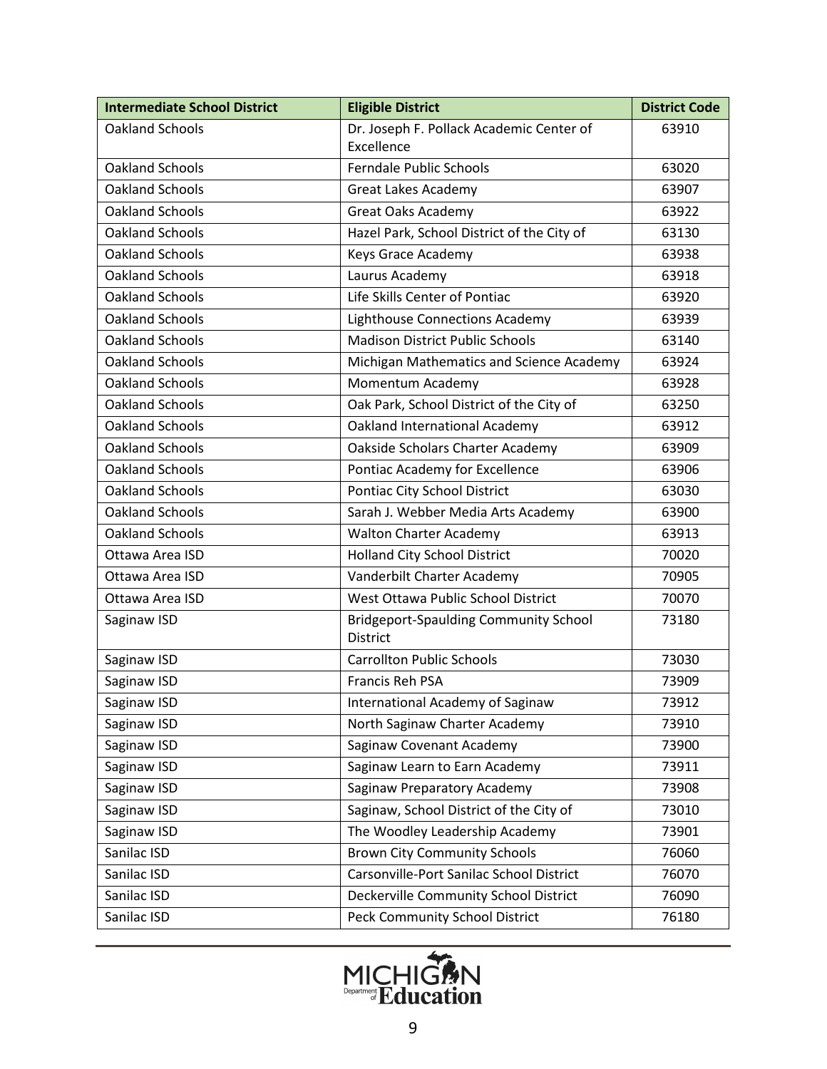| Intermediate School District | Eligible District | District Code |
| --- | --- | --- |
| Oakland Schools | Dr. Joseph F. Pollack Academic Center of Excellence | 63910 |
| Oakland Schools | Ferndale Public Schools | 63020 |
| Oakland Schools | Great Lakes Academy | 63907 |
| Oakland Schools | Great Oaks Academy | 63922 |
| Oakland Schools | Hazel Park, School District of the City of | 63130 |
| Oakland Schools | Keys Grace Academy | 63938 |
| Oakland Schools | Laurus Academy | 63918 |
| Oakland Schools | Life Skills Center of Pontiac | 63920 |
| Oakland Schools | Lighthouse Connections Academy | 63939 |
| Oakland Schools | Madison District Public Schools | 63140 |
| Oakland Schools | Michigan Mathematics and Science Academy | 63924 |
| Oakland Schools | Momentum Academy | 63928 |
| Oakland Schools | Oak Park, School District of the City of | 63250 |
| Oakland Schools | Oakland International Academy | 63912 |
| Oakland Schools | Oakside Scholars Charter Academy | 63909 |
| Oakland Schools | Pontiac Academy for Excellence | 63906 |
| Oakland Schools | Pontiac City School District | 63030 |
| Oakland Schools | Sarah J. Webber Media Arts Academy | 63900 |
| Oakland Schools | Walton Charter Academy | 63913 |
| Ottawa Area ISD | Holland City School District | 70020 |
| Ottawa Area ISD | Vanderbilt Charter Academy | 70905 |
| Ottawa Area ISD | West Ottawa Public School District | 70070 |
| Saginaw ISD | Bridgeport-Spaulding Community School District | 73180 |
| Saginaw ISD | Carrollton Public Schools | 73030 |
| Saginaw ISD | Francis Reh PSA | 73909 |
| Saginaw ISD | International Academy of Saginaw | 73912 |
| Saginaw ISD | North Saginaw Charter Academy | 73910 |
| Saginaw ISD | Saginaw Covenant Academy | 73900 |
| Saginaw ISD | Saginaw Learn to Earn Academy | 73911 |
| Saginaw ISD | Saginaw Preparatory Academy | 73908 |
| Saginaw ISD | Saginaw, School District of the City of | 73010 |
| Saginaw ISD | The Woodley Leadership Academy | 73901 |
| Sanilac ISD | Brown City Community Schools | 76060 |
| Sanilac ISD | Carsonville-Port Sanilac School District | 76070 |
| Sanilac ISD | Deckerville Community School District | 76090 |
| Sanilac ISD | Peck Community School District | 76180 |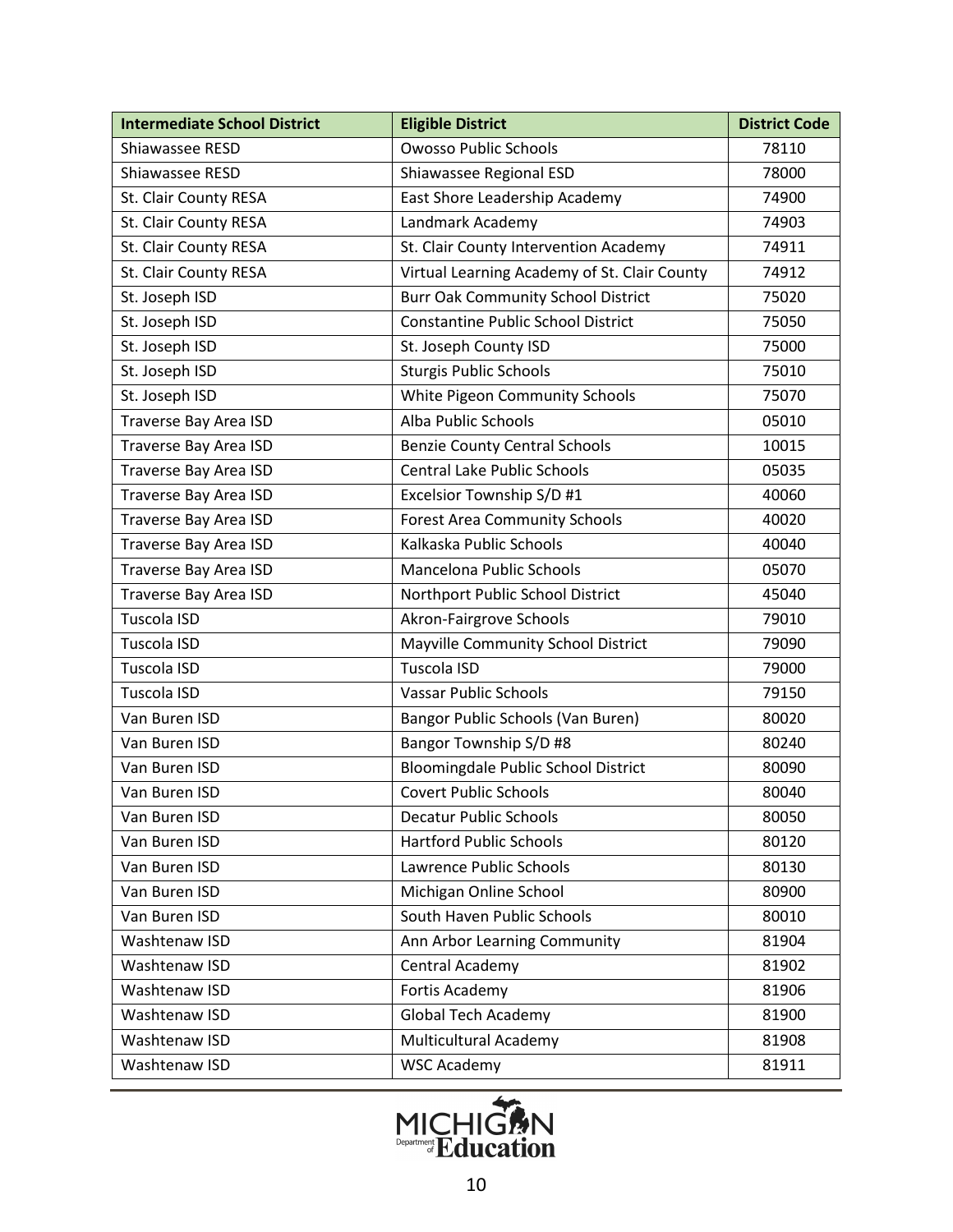| Intermediate School District | Eligible District | District Code |
|---|---|---|
| Shiawassee RESD | Owosso Public Schools | 78110 |
| Shiawassee RESD | Shiawassee Regional ESD | 78000 |
| St. Clair County RESA | East Shore Leadership Academy | 74900 |
| St. Clair County RESA | Landmark Academy | 74903 |
| St. Clair County RESA | St. Clair County Intervention Academy | 74911 |
| St. Clair County RESA | Virtual Learning Academy of St. Clair County | 74912 |
| St. Joseph ISD | Burr Oak Community School District | 75020 |
| St. Joseph ISD | Constantine Public School District | 75050 |
| St. Joseph ISD | St. Joseph County ISD | 75000 |
| St. Joseph ISD | Sturgis Public Schools | 75010 |
| St. Joseph ISD | White Pigeon Community Schools | 75070 |
| Traverse Bay Area ISD | Alba Public Schools | 05010 |
| Traverse Bay Area ISD | Benzie County Central Schools | 10015 |
| Traverse Bay Area ISD | Central Lake Public Schools | 05035 |
| Traverse Bay Area ISD | Excelsior Township S/D #1 | 40060 |
| Traverse Bay Area ISD | Forest Area Community Schools | 40020 |
| Traverse Bay Area ISD | Kalkaska Public Schools | 40040 |
| Traverse Bay Area ISD | Mancelona Public Schools | 05070 |
| Traverse Bay Area ISD | Northport Public School District | 45040 |
| Tuscola ISD | Akron-Fairgrove Schools | 79010 |
| Tuscola ISD | Mayville Community School District | 79090 |
| Tuscola ISD | Tuscola ISD | 79000 |
| Tuscola ISD | Vassar Public Schools | 79150 |
| Van Buren ISD | Bangor Public Schools (Van Buren) | 80020 |
| Van Buren ISD | Bangor Township S/D #8 | 80240 |
| Van Buren ISD | Bloomingdale Public School District | 80090 |
| Van Buren ISD | Covert Public Schools | 80040 |
| Van Buren ISD | Decatur Public Schools | 80050 |
| Van Buren ISD | Hartford Public Schools | 80120 |
| Van Buren ISD | Lawrence Public Schools | 80130 |
| Van Buren ISD | Michigan Online School | 80900 |
| Van Buren ISD | South Haven Public Schools | 80010 |
| Washtenaw ISD | Ann Arbor Learning Community | 81904 |
| Washtenaw ISD | Central Academy | 81902 |
| Washtenaw ISD | Fortis Academy | 81906 |
| Washtenaw ISD | Global Tech Academy | 81900 |
| Washtenaw ISD | Multicultural Academy | 81908 |
| Washtenaw ISD | WSC Academy | 81911 |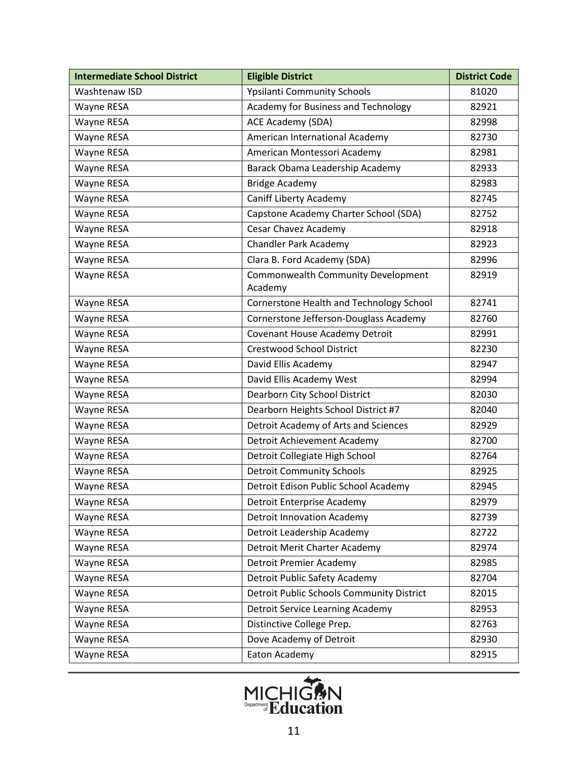| Intermediate School District | Eligible District | District Code |
|---|---|---|
| Washtenaw ISD | Ypsilanti Community Schools | 81020 |
| Wayne RESA | Academy for Business and Technology | 82921 |
| Wayne RESA | ACE Academy (SDA) | 82998 |
| Wayne RESA | American International Academy | 82730 |
| Wayne RESA | American Montessori Academy | 82981 |
| Wayne RESA | Barack Obama Leadership Academy | 82933 |
| Wayne RESA | Bridge Academy | 82983 |
| Wayne RESA | Caniff Liberty Academy | 82745 |
| Wayne RESA | Capstone Academy Charter School (SDA) | 82752 |
| Wayne RESA | Cesar Chavez Academy | 82918 |
| Wayne RESA | Chandler Park Academy | 82923 |
| Wayne RESA | Clara B. Ford Academy (SDA) | 82996 |
| Wayne RESA | Commonwealth Community Development Academy | 82919 |
| Wayne RESA | Cornerstone Health and Technology School | 82741 |
| Wayne RESA | Cornerstone Jefferson-Douglass Academy | 82760 |
| Wayne RESA | Covenant House Academy Detroit | 82991 |
| Wayne RESA | Crestwood School District | 82230 |
| Wayne RESA | David Ellis Academy | 82947 |
| Wayne RESA | David Ellis Academy West | 82994 |
| Wayne RESA | Dearborn City School District | 82030 |
| Wayne RESA | Dearborn Heights School District #7 | 82040 |
| Wayne RESA | Detroit Academy of Arts and Sciences | 82929 |
| Wayne RESA | Detroit Achievement Academy | 82700 |
| Wayne RESA | Detroit Collegiate High School | 82764 |
| Wayne RESA | Detroit Community Schools | 82925 |
| Wayne RESA | Detroit Edison Public School Academy | 82945 |
| Wayne RESA | Detroit Enterprise Academy | 82979 |
| Wayne RESA | Detroit Innovation Academy | 82739 |
| Wayne RESA | Detroit Leadership Academy | 82722 |
| Wayne RESA | Detroit Merit Charter Academy | 82974 |
| Wayne RESA | Detroit Premier Academy | 82985 |
| Wayne RESA | Detroit Public Safety Academy | 82704 |
| Wayne RESA | Detroit Public Schools Community District | 82015 |
| Wayne RESA | Detroit Service Learning Academy | 82953 |
| Wayne RESA | Distinctive College Prep. | 82763 |
| Wayne RESA | Dove Academy of Detroit | 82930 |
| Wayne RESA | Eaton Academy | 82915 |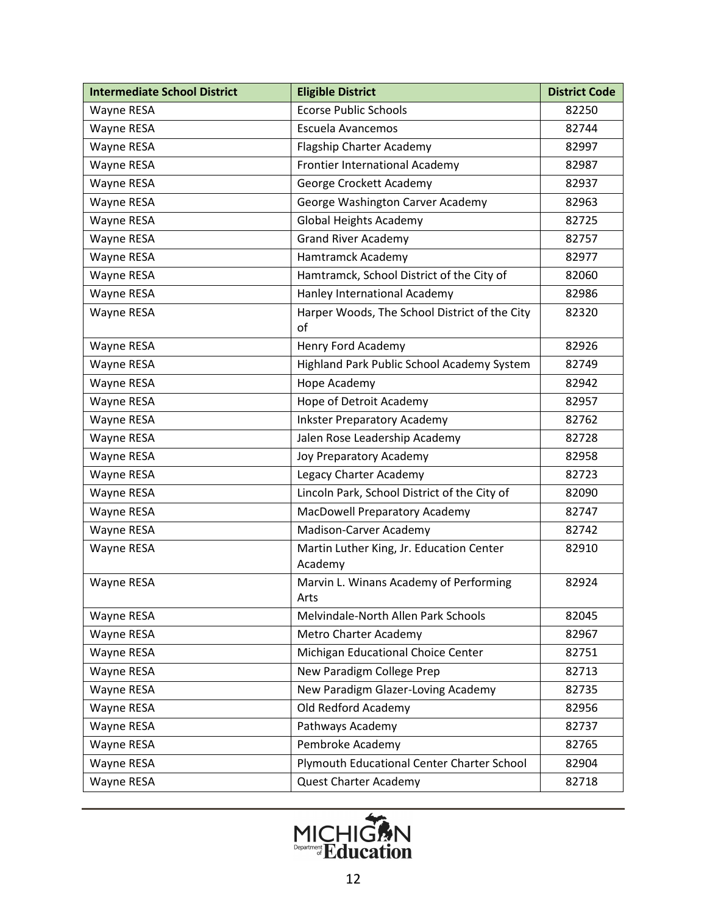| Intermediate School District | Eligible District | District Code |
|---|---|---|
| Wayne RESA | Ecorse Public Schools | 82250 |
| Wayne RESA | Escuela Avancemos | 82744 |
| Wayne RESA | Flagship Charter Academy | 82997 |
| Wayne RESA | Frontier International Academy | 82987 |
| Wayne RESA | George Crockett Academy | 82937 |
| Wayne RESA | George Washington Carver Academy | 82963 |
| Wayne RESA | Global Heights Academy | 82725 |
| Wayne RESA | Grand River Academy | 82757 |
| Wayne RESA | Hamtramck Academy | 82977 |
| Wayne RESA | Hamtramck, School District of the City of | 82060 |
| Wayne RESA | Hanley International Academy | 82986 |
| Wayne RESA | Harper Woods, The School District of the City of | 82320 |
| Wayne RESA | Henry Ford Academy | 82926 |
| Wayne RESA | Highland Park Public School Academy System | 82749 |
| Wayne RESA | Hope Academy | 82942 |
| Wayne RESA | Hope of Detroit Academy | 82957 |
| Wayne RESA | Inkster Preparatory Academy | 82762 |
| Wayne RESA | Jalen Rose Leadership Academy | 82728 |
| Wayne RESA | Joy Preparatory Academy | 82958 |
| Wayne RESA | Legacy Charter Academy | 82723 |
| Wayne RESA | Lincoln Park, School District of the City of | 82090 |
| Wayne RESA | MacDowell Preparatory Academy | 82747 |
| Wayne RESA | Madison-Carver Academy | 82742 |
| Wayne RESA | Martin Luther King, Jr. Education Center Academy | 82910 |
| Wayne RESA | Marvin L. Winans Academy of Performing Arts | 82924 |
| Wayne RESA | Melvindale-North Allen Park Schools | 82045 |
| Wayne RESA | Metro Charter Academy | 82967 |
| Wayne RESA | Michigan Educational Choice Center | 82751 |
| Wayne RESA | New Paradigm College Prep | 82713 |
| Wayne RESA | New Paradigm Glazer-Loving Academy | 82735 |
| Wayne RESA | Old Redford Academy | 82956 |
| Wayne RESA | Pathways Academy | 82737 |
| Wayne RESA | Pembroke Academy | 82765 |
| Wayne RESA | Plymouth Educational Center Charter School | 82904 |
| Wayne RESA | Quest Charter Academy | 82718 |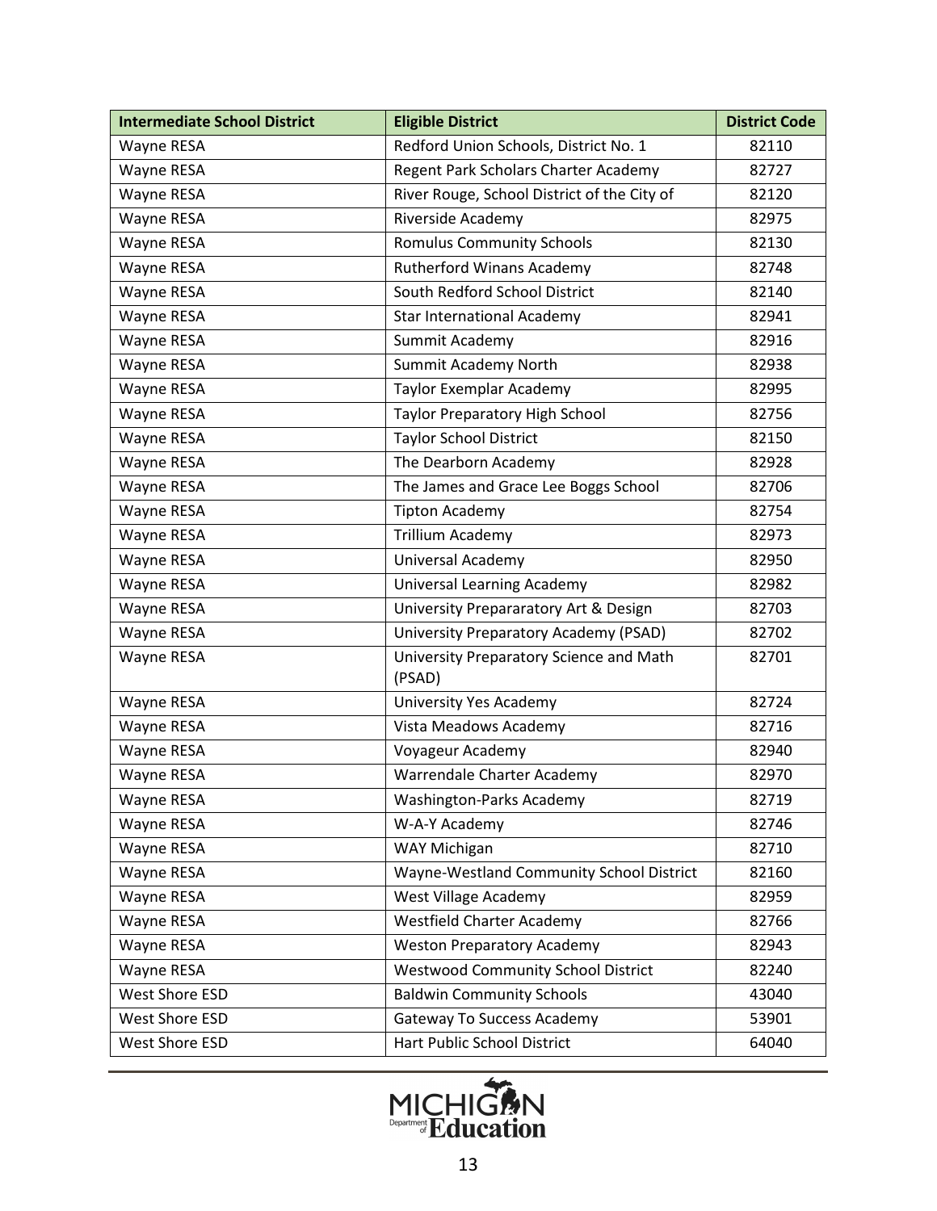| Intermediate School District | Eligible District | District Code |
|---|---|---|
| Wayne RESA | Redford Union Schools, District No. 1 | 82110 |
| Wayne RESA | Regent Park Scholars Charter Academy | 82727 |
| Wayne RESA | River Rouge, School District of the City of | 82120 |
| Wayne RESA | Riverside Academy | 82975 |
| Wayne RESA | Romulus Community Schools | 82130 |
| Wayne RESA | Rutherford Winans Academy | 82748 |
| Wayne RESA | South Redford School District | 82140 |
| Wayne RESA | Star International Academy | 82941 |
| Wayne RESA | Summit Academy | 82916 |
| Wayne RESA | Summit Academy North | 82938 |
| Wayne RESA | Taylor Exemplar Academy | 82995 |
| Wayne RESA | Taylor Preparatory High School | 82756 |
| Wayne RESA | Taylor School District | 82150 |
| Wayne RESA | The Dearborn Academy | 82928 |
| Wayne RESA | The James and Grace Lee Boggs School | 82706 |
| Wayne RESA | Tipton Academy | 82754 |
| Wayne RESA | Trillium Academy | 82973 |
| Wayne RESA | Universal Academy | 82950 |
| Wayne RESA | Universal Learning Academy | 82982 |
| Wayne RESA | University Prepararatory Art & Design | 82703 |
| Wayne RESA | University Preparatory Academy (PSAD) | 82702 |
| Wayne RESA | University Preparatory Science and Math (PSAD) | 82701 |
| Wayne RESA | University Yes Academy | 82724 |
| Wayne RESA | Vista Meadows Academy | 82716 |
| Wayne RESA | Voyageur Academy | 82940 |
| Wayne RESA | Warrendale Charter Academy | 82970 |
| Wayne RESA | Washington-Parks Academy | 82719 |
| Wayne RESA | W-A-Y Academy | 82746 |
| Wayne RESA | WAY Michigan | 82710 |
| Wayne RESA | Wayne-Westland Community School District | 82160 |
| Wayne RESA | West Village Academy | 82959 |
| Wayne RESA | Westfield Charter Academy | 82766 |
| Wayne RESA | Weston Preparatory Academy | 82943 |
| Wayne RESA | Westwood Community School District | 82240 |
| West Shore ESD | Baldwin Community Schools | 43040 |
| West Shore ESD | Gateway To Success Academy | 53901 |
| West Shore ESD | Hart Public School District | 64040 |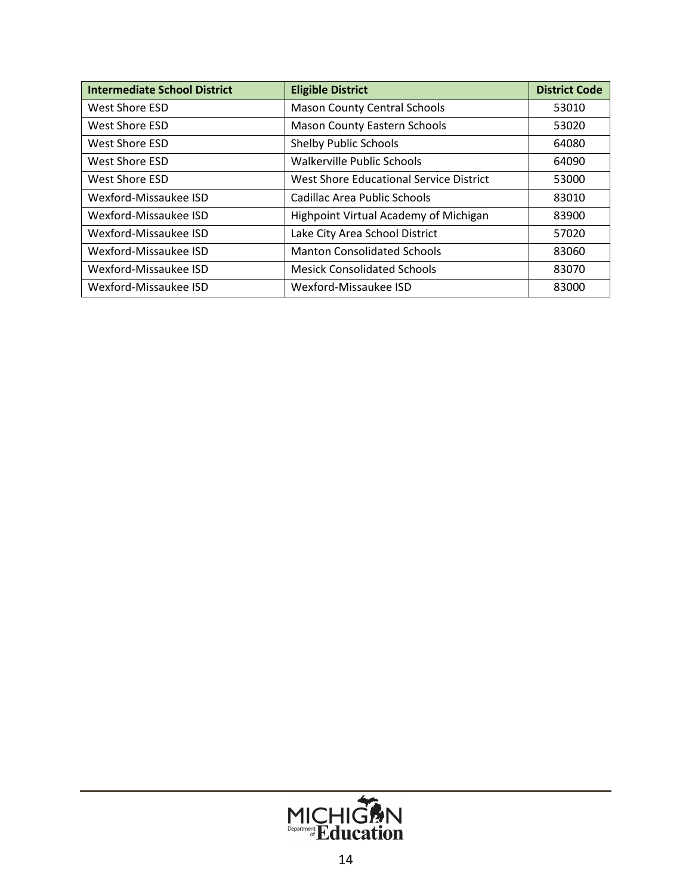| Intermediate School District | Eligible District | District Code |
|---|---|---|
| West Shore ESD | Mason County Central Schools | 53010 |
| West Shore ESD | Mason County Eastern Schools | 53020 |
| West Shore ESD | Shelby Public Schools | 64080 |
| West Shore ESD | Walkerville Public Schools | 64090 |
| West Shore ESD | West Shore Educational Service District | 53000 |
| Wexford-Missaukee ISD | Cadillac Area Public Schools | 83010 |
| Wexford-Missaukee ISD | Highpoint Virtual Academy of Michigan | 83900 |
| Wexford-Missaukee ISD | Lake City Area School District | 57020 |
| Wexford-Missaukee ISD | Manton Consolidated Schools | 83060 |
| Wexford-Missaukee ISD | Mesick Consolidated Schools | 83070 |
| Wexford-Missaukee ISD | Wexford-Missaukee ISD | 83000 |